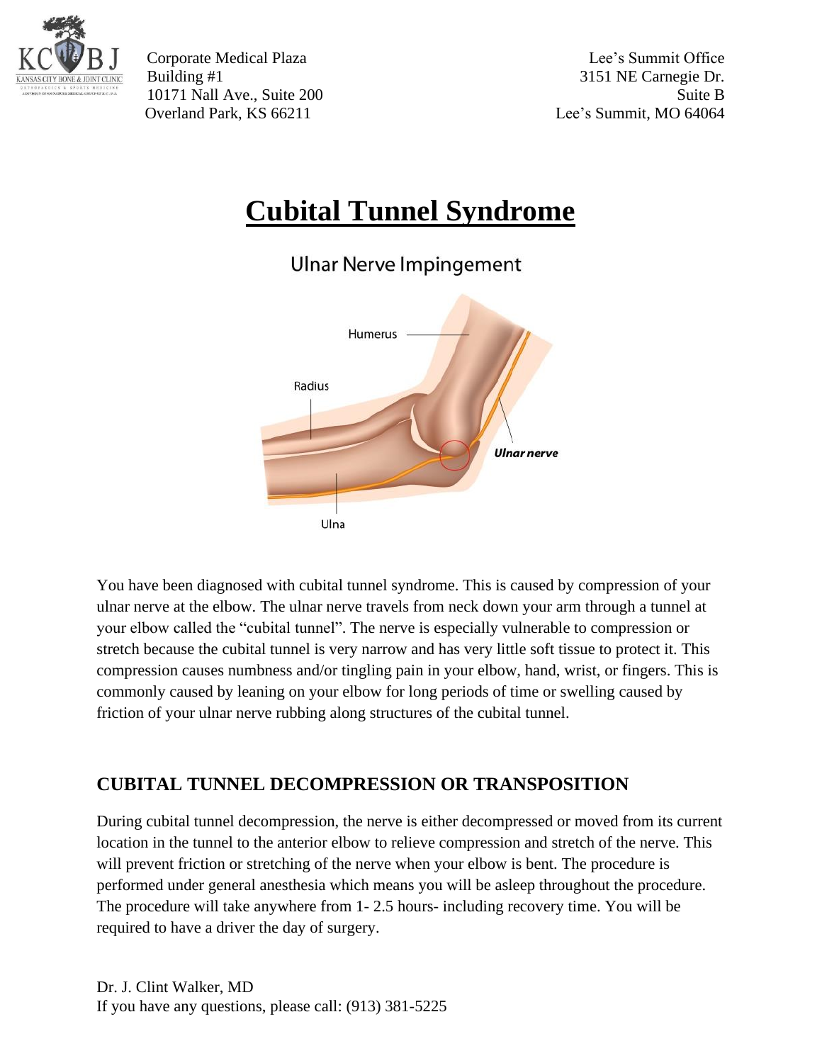Corporate Medical Plaza
Building #1
10171 Nall Ave., Suite 200
Overland Park, KS 66211

Lee's Summit Office
3151 NE Carnegie Dr.
Suite B
Lee's Summit, MO 64064

# Cubital Tunnel Syndrome

You have been diagnosed with cubital tunnel syndrome. This is caused by compression of your ulnar nerve at the elbow. The ulnar nerve travels from neck down your arm through a tunnel at your elbow called the "cubital tunnel". The nerve is especially vulnerable to compression or stretch because the cubital tunnel is very narrow and has very little soft tissue to protect it. This compression causes numbness and/or tingling pain in your elbow, hand, wrist, or fingers. This is commonly caused by leaning on your elbow for long periods of time or swelling caused by friction of your ulnar nerve rubbing along structures of the cubital tunnel.

## CUBITAL TUNNEL DECOMPRESSION OR TRANSPOSITION

During cubital tunnel decompression, the nerve is either decompressed or moved from its current location in the tunnel to the anterior elbow to relieve compression and stretch of the nerve. This will prevent friction or stretching of the nerve when your elbow is bent. The procedure is performed under general anesthesia which means you will be asleep throughout the procedure. The procedure will take anywhere from 1- 2.5 hours- including recovery time. You will be required to have a driver the day of surgery.

Dr. J. Clint Walker, MD
If you have any questions, please call: (913) 381-5225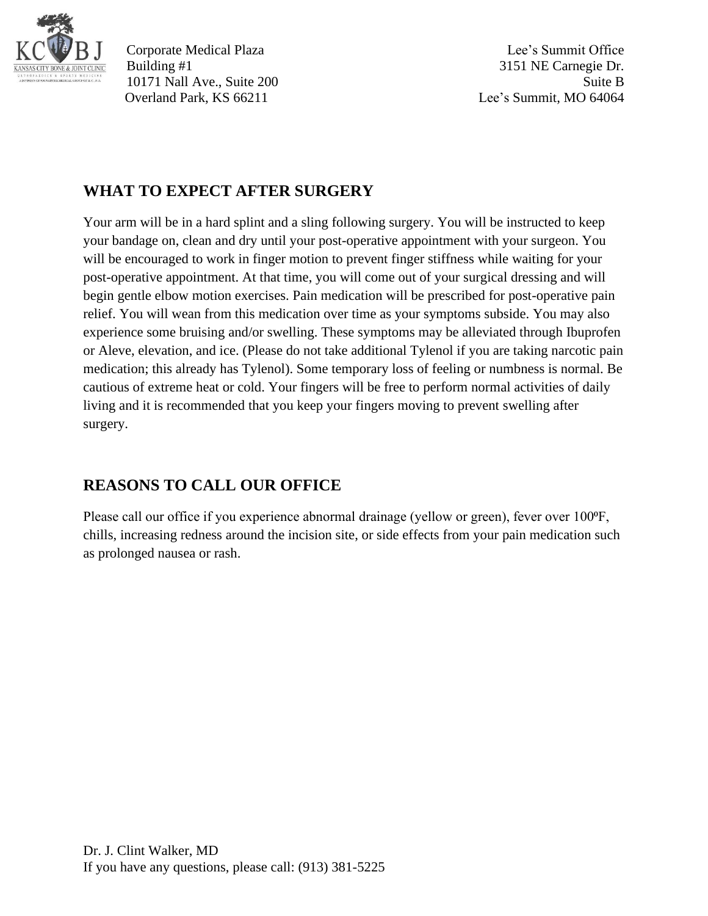Corporate Medical Plaza
Building #1
10171 Nall Ave., Suite 200
Overland Park, KS 66211

Lee's Summit Office
3151 NE Carnegie Dr.
Suite B
Lee's Summit, MO 64064

## WHAT TO EXPECT AFTER SURGERY

Your arm will be in a hard splint and a sling following surgery. You will be instructed to keep your bandage on, clean and dry until your post-operative appointment with your surgeon. You will be encouraged to work in finger motion to prevent finger stiffness while waiting for your post-operative appointment. At that time, you will come out of your surgical dressing and will begin gentle elbow motion exercises. Pain medication will be prescribed for post-operative pain relief. You will wean from this medication over time as your symptoms subside. You may also experience some bruising and/or swelling. These symptoms may be alleviated through Ibuprofen or Aleve, elevation, and ice. (Please do not take additional Tylenol if you are taking narcotic pain medication; this already has Tylenol). Some temporary loss of feeling or numbness is normal. Be cautious of extreme heat or cold. Your fingers will be free to perform normal activities of daily living and it is recommended that you keep your fingers moving to prevent swelling after surgery.

## REASONS TO CALL OUR OFFICE

Please call our office if you experience abnormal drainage (yellow or green), fever over 100ºF, chills, increasing redness around the incision site, or side effects from your pain medication such as prolonged nausea or rash.

Dr. J. Clint Walker, MD
If you have any questions, please call: (913) 381-5225